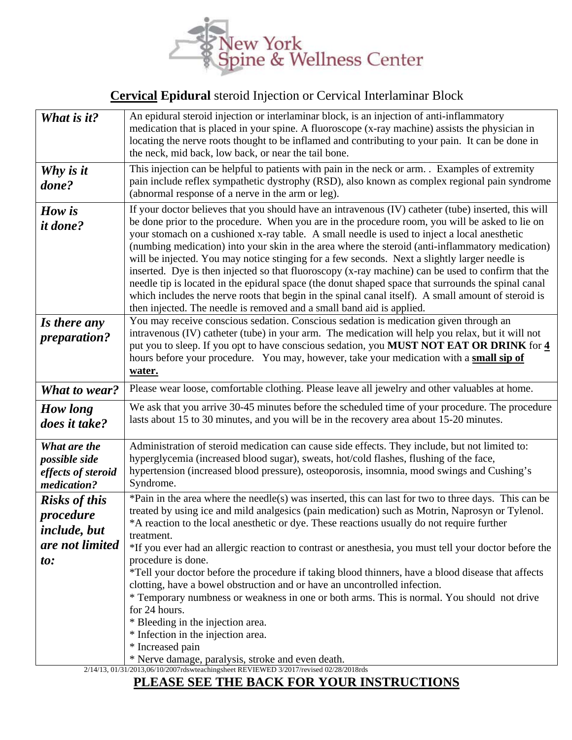New York Spine & Wellness Center

## **Cervical Epidural** steroid Injection or Cervical Interlaminar Block

| | |
|---|---|
| ***What is it?*** | An epidural steroid injection or interlaminar block, is an injection of anti-inflammatory medication that is placed in your spine. A fluoroscope (x-ray machine) assists the physician in locating the nerve roots thought to be inflamed and contributing to your pain. It can be done in the neck, mid back, low back, or near the tail bone. |
| ***Why is it done?*** | This injection can be helpful to patients with pain in the neck or arm. . Examples of extremity pain include reflex sympathetic dystrophy (RSD), also known as complex regional pain syndrome (abnormal response of a nerve in the arm or leg). |
| ***How is it done?*** | If your doctor believes that you should have an intravenous (IV) catheter (tube) inserted, this will be done prior to the procedure. When you are in the procedure room, you will be asked to lie on your stomach on a cushioned x-ray table. A small needle is used to inject a local anesthetic (numbing medication) into your skin in the area where the steroid (anti-inflammatory medication) will be injected. You may notice stinging for a few seconds. Next a slightly larger needle is inserted. Dye is then injected so that fluoroscopy (x-ray machine) can be used to confirm that the needle tip is located in the epidural space (the donut shaped space that surrounds the spinal canal which includes the nerve roots that begin in the spinal canal itself). A small amount of steroid is then injected. The needle is removed and a small band aid is applied. |
| ***Is there any preparation?*** | You may receive conscious sedation. Conscious sedation is medication given through an intravenous (IV) catheter (tube) in your arm. The medication will help you relax, but it will not put you to sleep. If you opt to have conscious sedation, you **MUST NOT EAT OR DRINK** for **4** hours before your procedure. You may, however, take your medication with a **small sip of water.** |
| ***What to wear?*** | Please wear loose, comfortable clothing. Please leave all jewelry and other valuables at home. |
| ***How long does it take?*** | We ask that you arrive 30-45 minutes before the scheduled time of your procedure. The procedure lasts about 15 to 30 minutes, and you will be in the recovery area about 15-20 minutes. |
| ***What are the possible side effects of steroid medication?*** | Administration of steroid medication can cause side effects. They include, but not limited to: hyperglycemia (increased blood sugar), sweats, hot/cold flashes, flushing of the face, hypertension (increased blood pressure), osteoporosis, insomnia, mood swings and Cushing's Syndrome. |
| ***Risks of this procedure include, but are not limited to:*** | *Pain in the area where the needle(s) was inserted, this can last for two to three days. This can be treated by using ice and mild analgesics (pain medication) such as Motrin, Naprosyn or Tylenol.<br>*A reaction to the local anesthetic or dye. These reactions usually do not require further treatment.<br>*If you ever had an allergic reaction to contrast or anesthesia, you must tell your doctor before the procedure is done.<br>*Tell your doctor before the procedure if taking blood thinners, have a blood disease that affects clotting, have a bowel obstruction and or have an uncontrolled infection.<br>* Temporary numbness or weakness in one or both arms. This is normal. You should not drive for 24 hours.<br>* Bleeding in the injection area.<br>* Infection in the injection area.<br>* Increased pain<br>* Nerve damage, paralysis, stroke and even death. |

2/14/13, 01/31/2013,06/10/2007rdswteachingsheet REVIEWED 3/2017/revised 02/28/2018rds

**PLEASE SEE THE BACK FOR YOUR INSTRUCTIONS**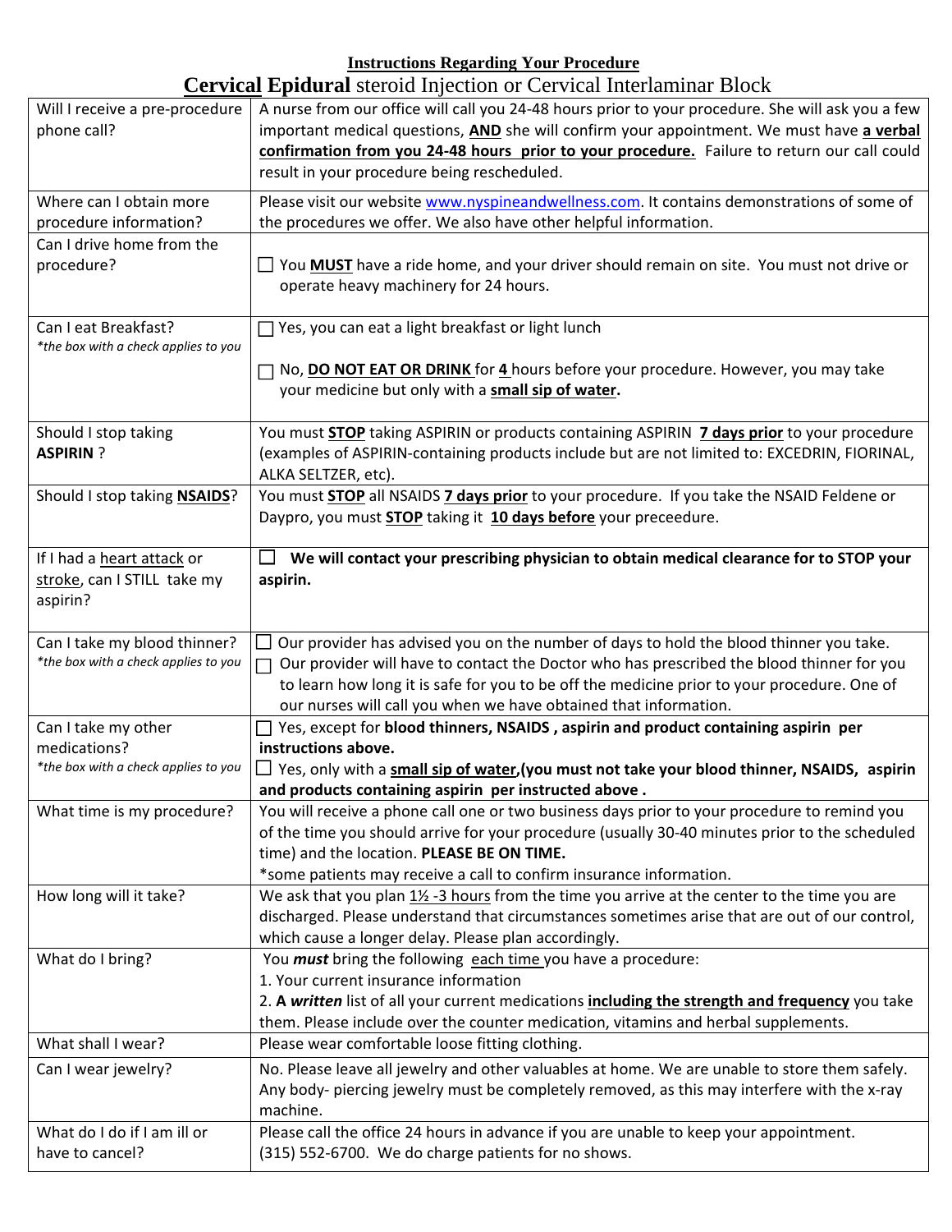**Instructions Regarding Your Procedure**

## **Cervical Epidural** steroid Injection or Cervical Interlaminar Block

| | |
|---|---|
| Will I receive a pre-procedure phone call? | A nurse from our office will call you 24-48 hours prior to your procedure. She will ask you a few important medical questions, **AND** she will confirm your appointment. We must have **a verbal confirmation from you 24-48 hours prior to your procedure.** Failure to return our call could result in your procedure being rescheduled. |
| Where can I obtain more procedure information? | Please visit our website www.nyspineandwellness.com. It contains demonstrations of some of the procedures we offer. We also have other helpful information. |
| Can I drive home from the procedure? | ☐ You **MUST** have a ride home, and your driver should remain on site. You must not drive or operate heavy machinery for 24 hours. |
| Can I eat Breakfast?<br>*\*the box with a check applies to you* | ☐ Yes, you can eat a light breakfast or light lunch<br><br>☐ No, **DO NOT EAT OR DRINK** for **4** hours before your procedure. However, you may take your medicine but only with a **small sip of water.** |
| Should I stop taking **ASPIRIN** ? | You must **STOP** taking ASPIRIN or products containing ASPIRIN **7 days prior** to your procedure (examples of ASPIRIN-containing products include but are not limited to: EXCEDRIN, FIORINAL, ALKA SELTZER, etc). |
| Should I stop taking **NSAIDS**? | You must **STOP** all NSAIDS **7 days prior** to your procedure. If you take the NSAID Feldene or Daypro, you must **STOP** taking it **10 days before** your preceedure. |
| If I had a heart attack or stroke, can I STILL take my aspirin? | ☐ **We will contact your prescribing physician to obtain medical clearance for to STOP your aspirin.** |
| Can I take my blood thinner?<br>*\*the box with a check applies to you* | ☐ Our provider has advised you on the number of days to hold the blood thinner you take.<br>☐ Our provider will have to contact the Doctor who has prescribed the blood thinner for you to learn how long it is safe for you to be off the medicine prior to your procedure. One of our nurses will call you when we have obtained that information. |
| Can I take my other medications?<br>*\*the box with a check applies to you* | ☐ Yes, except for **blood thinners, NSAIDS , aspirin and product containing aspirin per instructions above.**<br>☐ Yes, only with a **small sip of water,(you must not take your blood thinner, NSAIDS, aspirin and products containing aspirin per instructed above .** |
| What time is my procedure? | You will receive a phone call one or two business days prior to your procedure to remind you of the time you should arrive for your procedure (usually 30-40 minutes prior to the scheduled time) and the location. **PLEASE BE ON TIME.**<br>\*some patients may receive a call to confirm insurance information. |
| How long will it take? | We ask that you plan 1½ -3 hours from the time you arrive at the center to the time you are discharged. Please understand that circumstances sometimes arise that are out of our control, which cause a longer delay. Please plan accordingly. |
| What do I bring? | You ***must*** bring the following each time you have a procedure:<br>1. Your current insurance information<br>2. **A *written*** list of all your current medications **including the strength and frequency** you take them. Please include over the counter medication, vitamins and herbal supplements. |
| What shall I wear? | Please wear comfortable loose fitting clothing. |
| Can I wear jewelry? | No. Please leave all jewelry and other valuables at home. We are unable to store them safely. Any body- piercing jewelry must be completely removed, as this may interfere with the x-ray machine. |
| What do I do if I am ill or have to cancel? | Please call the office 24 hours in advance if you are unable to keep your appointment. (315) 552-6700. We do charge patients for no shows. |